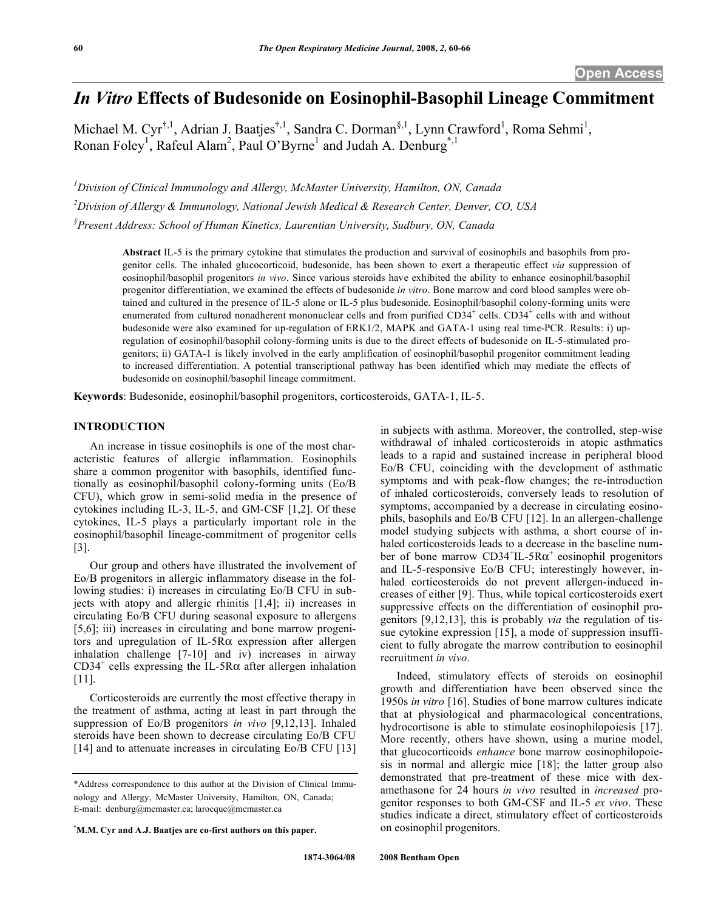# *In Vitro* Effects of Budesonide on Eosinophil-Basophil Lineage Commitment

Michael M. Cyr[†,1], Adrian J. Baatjes[†,1], Sandra C. Dorman[§,1], Lynn Crawford[1], Roma Sehmi[1], Ronan Foley[1], Rafeul Alam[2], Paul O'Byrne[1] and Judah A. Denburg[*,1]

[1]Division of Clinical Immunology and Allergy, McMaster University, Hamilton, ON, Canada

[2]Division of Allergy & Immunology, National Jewish Medical & Research Center, Denver, CO, USA

[§]Present Address: School of Human Kinetics, Laurentian University, Sudbury, ON, Canada

**Abstract** IL-5 is the primary cytokine that stimulates the production and survival of eosinophils and basophils from progenitor cells. The inhaled glucocorticoid, budesonide, has been shown to exert a therapeutic effect *via* suppression of eosinophil/basophil progenitors *in vivo*. Since various steroids have exhibited the ability to enhance eosinophil/basophil progenitor differentiation, we examined the effects of budesonide *in vitro*. Bone marrow and cord blood samples were obtained and cultured in the presence of IL-5 alone or IL-5 plus budesonide. Eosinophil/basophil colony-forming units were enumerated from cultured nonadherent mononuclear cells and from purified $CD34^+$ cells. $CD34^+$ cells with and without budesonide were also examined for up-regulation of ERK1/2, MAPK and GATA-1 using real time-PCR. Results: i) up-regulation of eosinophil/basophil colony-forming units is due to the direct effects of budesonide on IL-5-stimulated progenitors; ii) GATA-1 is likely involved in the early amplification of eosinophil/basophil progenitor commitment leading to increased differentiation. A potential transcriptional pathway has been identified which may mediate the effects of budesonide on eosinophil/basophil lineage commitment.

**Keywords**: Budesonide, eosinophil/basophil progenitors, corticosteroids, GATA-1, IL-5.

## INTRODUCTION

An increase in tissue eosinophils is one of the most characteristic features of allergic inflammation. Eosinophils share a common progenitor with basophils, identified functionally as eosinophil/basophil colony-forming units (Eo/B CFU), which grow in semi-solid media in the presence of cytokines including IL-3, IL-5, and GM-CSF [1,2]. Of these cytokines, IL-5 plays a particularly important role in the eosinophil/basophil lineage-commitment of progenitor cells [3].

Our group and others have illustrated the involvement of Eo/B progenitors in allergic inflammatory disease in the following studies: i) increases in circulating Eo/B CFU in subjects with atopy and allergic rhinitis [1,4]; ii) increases in circulating Eo/B CFU during seasonal exposure to allergens [5,6]; iii) increases in circulating and bone marrow progenitors and upregulation of IL-5Rα expression after allergen inhalation challenge [7-10] and iv) increases in airway $CD34^+$ cells expressing the IL-5Rα after allergen inhalation [11].

Corticosteroids are currently the most effective therapy in the treatment of asthma, acting at least in part through the suppression of Eo/B progenitors *in vivo* [9,12,13]. Inhaled steroids have been shown to decrease circulating Eo/B CFU [14] and to attenuate increases in circulating Eo/B CFU [13] in subjects with asthma. Moreover, the controlled, step-wise withdrawal of inhaled corticosteroids in atopic asthmatics leads to a rapid and sustained increase in peripheral blood Eo/B CFU, coinciding with the development of asthmatic symptoms and with peak-flow changes; the re-introduction of inhaled corticosteroids, conversely leads to resolution of symptoms, accompanied by a decrease in circulating eosinophils, basophils and Eo/B CFU [12]. In an allergen-challenge model studying subjects with asthma, a short course of inhaled corticosteroids leads to a decrease in the baseline number of bone marrow $CD34^+$IL-5Rα$^+$ eosinophil progenitors and IL-5-responsive Eo/B CFU; interestingly however, inhaled corticosteroids do not prevent allergen-induced increases of either [9]. Thus, while topical corticosteroids exert suppressive effects on the differentiation of eosinophil progenitors [9,12,13], this is probably *via* the regulation of tissue cytokine expression [15], a mode of suppression insufficient to fully abrogate the marrow contribution to eosinophil recruitment *in vivo*.

Indeed, stimulatory effects of steroids on eosinophil growth and differentiation have been observed since the 1950s *in vitro* [16]. Studies of bone marrow cultures indicate that at physiological and pharmacological concentrations, hydrocortisone is able to stimulate eosinophilopoiesis [17]. More recently, others have shown, using a murine model, that glucocorticoids *enhance* bone marrow eosinophilopoiesis in normal and allergic mice [18]; the latter group also demonstrated that pre-treatment of these mice with dexamethasone for 24 hours *in vivo* resulted in *increased* progenitor responses to both GM-CSF and IL-5 *ex vivo*. These studies indicate a direct, stimulatory effect of corticosteroids on eosinophil progenitors.

---

*Address correspondence to this author at the Division of Clinical Immunology and Allergy, McMaster University, Hamilton, ON, Canada; E-mail: denburg@mcmaster.ca; larocque@mcmaster.ca

[†]**M.M. Cyr and A.J. Baatjes are co-first authors on this paper.**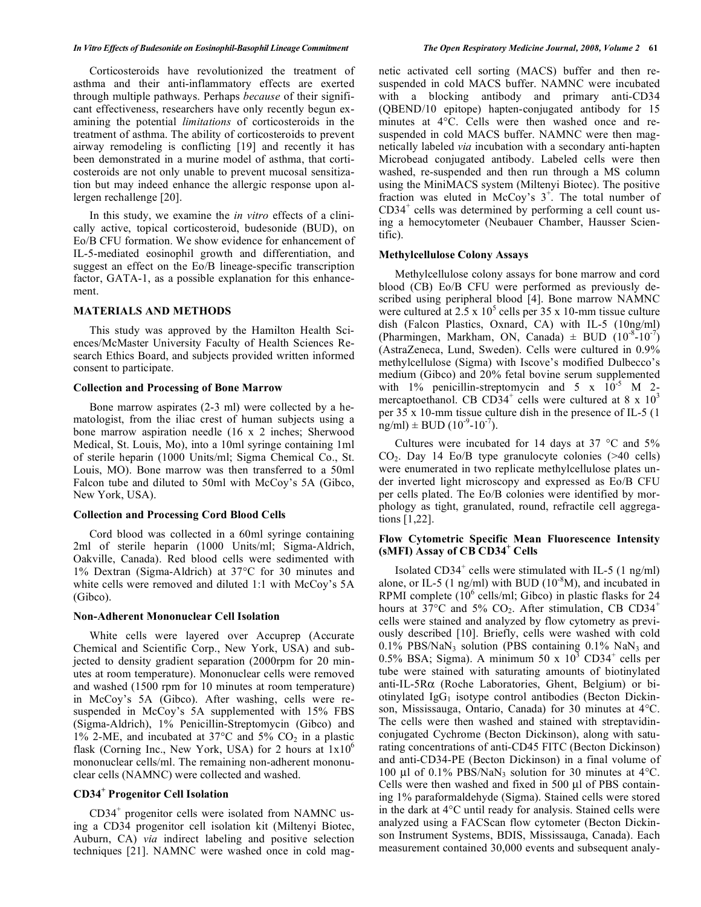Corticosteroids have revolutionized the treatment of asthma and their anti-inflammatory effects are exerted through multiple pathways. Perhaps *because* of their significant effectiveness, researchers have only recently begun examining the potential *limitations* of corticosteroids in the treatment of asthma. The ability of corticosteroids to prevent airway remodeling is conflicting [19] and recently it has been demonstrated in a murine model of asthma, that corticosteroids are not only unable to prevent mucosal sensitization but may indeed enhance the allergic response upon allergen rechallenge [20].

In this study, we examine the *in vitro* effects of a clinically active, topical corticosteroid, budesonide (BUD), on Eo/B CFU formation. We show evidence for enhancement of IL-5-mediated eosinophil growth and differentiation, and suggest an effect on the Eo/B lineage-specific transcription factor, GATA-1, as a possible explanation for this enhancement.

## MATERIALS AND METHODS

This study was approved by the Hamilton Health Sciences/McMaster University Faculty of Health Sciences Research Ethics Board, and subjects provided written informed consent to participate.

### Collection and Processing of Bone Marrow

Bone marrow aspirates (2-3 ml) were collected by a hematologist, from the iliac crest of human subjects using a bone marrow aspiration needle (16 x 2 inches; Sherwood Medical, St. Louis, Mo), into a 10ml syringe containing 1ml of sterile heparin (1000 Units/ml; Sigma Chemical Co., St. Louis, MO). Bone marrow was then transferred to a 50ml Falcon tube and diluted to 50ml with McCoy's 5A (Gibco, New York, USA).

### Collection and Processing Cord Blood Cells

Cord blood was collected in a 60ml syringe containing 2ml of sterile heparin (1000 Units/ml; Sigma-Aldrich, Oakville, Canada). Red blood cells were sedimented with 1% Dextran (Sigma-Aldrich) at 37°C for 30 minutes and white cells were removed and diluted 1:1 with McCoy's 5A (Gibco).

### Non-Adherent Mononuclear Cell Isolation

White cells were layered over Accuprep (Accurate Chemical and Scientific Corp., New York, USA) and subjected to density gradient separation (2000rpm for 20 minutes at room temperature). Mononuclear cells were removed and washed (1500 rpm for 10 minutes at room temperature) in McCoy's 5A (Gibco). After washing, cells were resuspended in McCoy's 5A supplemented with 15% FBS (Sigma-Aldrich), 1% Penicillin-Streptomycin (Gibco) and 1% 2-ME, and incubated at 37°C and 5% $CO_2$ in a plastic flask (Corning Inc., New York, USA) for 2 hours at $1 \times 10^6$ mononuclear cells/ml. The remaining non-adherent mononuclear cells (NAMNC) were collected and washed.

### $CD34^+$ Progenitor Cell Isolation

$CD34^+$ progenitor cells were isolated from NAMNC using a CD34 progenitor cell isolation kit (Miltenyi Biotec, Auburn, CA) *via* indirect labeling and positive selection techniques [21]. NAMNC were washed once in cold magnetic activated cell sorting (MACS) buffer and then resuspended in cold MACS buffer. NAMNC were incubated with a blocking antibody and primary anti-CD34 (QBEND/10 epitope) hapten-conjugated antibody for 15 minutes at 4°C. Cells were then washed once and resuspended in cold MACS buffer. NAMNC were then magnetically labeled *via* incubation with a secondary anti-hapten Microbead conjugated antibody. Labeled cells were then washed, re-suspended and then run through a MS column using the MiniMACS system (Miltenyi Biotec). The positive fraction was eluted in McCoy's $3^+$. The total number of $CD34^+$ cells was determined by performing a cell count using a hemocytometer (Neubauer Chamber, Hausser Scientific).

### Methylcellulose Colony Assays

Methylcellulose colony assays for bone marrow and cord blood (CB) Eo/B CFU were performed as previously described using peripheral blood [4]. Bone marrow NAMNC were cultured at $2.5 \times 10^5$ cells per 35 x 10-mm tissue culture dish (Falcon Plastics, Oxnard, CA) with IL-5 (10ng/ml) (Pharmingen, Markham, ON, Canada) ± BUD ($10^{-8}$-$10^{-7}$) (AstraZeneca, Lund, Sweden). Cells were cultured in 0.9% methylcellulose (Sigma) with Iscove's modified Dulbecco's medium (Gibco) and 20% fetal bovine serum supplemented with 1% penicillin-streptomycin and $5 \times 10^{-5}$ M 2-mercaptoethanol. CB $CD34^+$ cells were cultured at $8 \times 10^3$ per 35 x 10-mm tissue culture dish in the presence of IL-5 (1 ng/ml) ± BUD ($10^{-9}$-$10^{-7}$).

Cultures were incubated for 14 days at 37 °C and 5% $CO_2$. Day 14 Eo/B type granulocyte colonies (>40 cells) were enumerated in two replicate methylcellulose plates under inverted light microscopy and expressed as Eo/B CFU per cells plated. The Eo/B colonies were identified by morphology as tight, granulated, round, refractile cell aggregations [1,22].

### Flow Cytometric Specific Mean Fluorescence Intensity (sMFI) Assay of CB $CD34^+$ Cells

Isolated $CD34^+$ cells were stimulated with IL-5 (1 ng/ml) alone, or IL-5 (1 ng/ml) with BUD ($10^{-8}$M), and incubated in RPMI complete ($10^6$ cells/ml; Gibco) in plastic flasks for 24 hours at 37°C and 5% $CO_2$. After stimulation, CB $CD34^+$ cells were stained and analyzed by flow cytometry as previously described [10]. Briefly, cells were washed with cold 0.1% PBS/$NaN_3$ solution (PBS containing 0.1% $NaN_3$ and 0.5% BSA; Sigma). A minimum $50 \times 10^3$ $CD34^+$ cells per tube were stained with saturating amounts of biotinylated anti-IL-5R$\alpha$ (Roche Laboratories, Ghent, Belgium) or biotinylated $IgG_1$ isotype control antibodies (Becton Dickinson, Mississauga, Ontario, Canada) for 30 minutes at 4°C. The cells were then washed and stained with streptavidin-conjugated Cychrome (Becton Dickinson), along with saturating concentrations of anti-CD45 FITC (Becton Dickinson) and anti-CD34-PE (Becton Dickinson) in a final volume of 100 µl of 0.1% PBS/$NaN_3$ solution for 30 minutes at 4°C. Cells were then washed and fixed in 500 µl of PBS containing 1% paraformaldehyde (Sigma). Stained cells were stored in the dark at 4°C until ready for analysis. Stained cells were analyzed using a FACScan flow cytometer (Becton Dickinson Instrument Systems, BDIS, Mississauga, Canada). Each measurement contained 30,000 events and subsequent analy-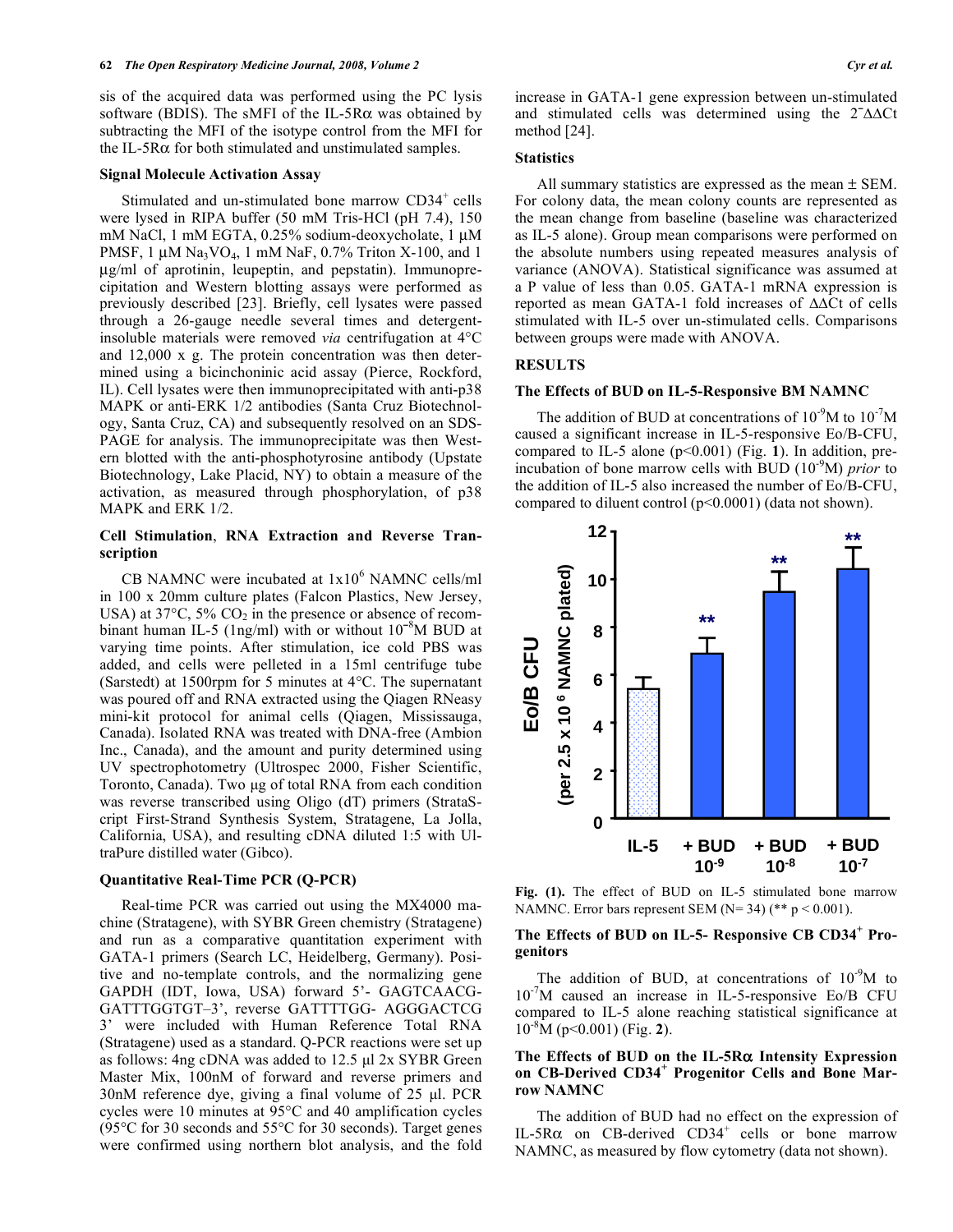sis of the acquired data was performed using the PC lysis software (BDIS). The sMFI of the IL-5Rα was obtained by subtracting the MFI of the isotype control from the MFI for the IL-5Rα for both stimulated and unstimulated samples.

### Signal Molecule Activation Assay

Stimulated and un-stimulated bone marrow CD34$^+$ cells were lysed in RIPA buffer (50 mM Tris-HCl (pH 7.4), 150 mM NaCl, 1 mM EGTA, 0.25% sodium-deoxycholate, 1 μM PMSF, 1 μM $Na_3VO_4$, 1 mM NaF, 0.7% Triton X-100, and 1 μg/ml of aprotinin, leupeptin, and pepstatin). Immunoprecipitation and Western blotting assays were performed as previously described [23]. Briefly, cell lysates were passed through a 26-gauge needle several times and detergent-insoluble materials were removed *via* centrifugation at 4°C and 12,000 x g. The protein concentration was then determined using a bicinchoninic acid assay (Pierce, Rockford, IL). Cell lysates were then immunoprecipitated with anti-p38 MAPK or anti-ERK 1/2 antibodies (Santa Cruz Biotechnology, Santa Cruz, CA) and subsequently resolved on an SDS-PAGE for analysis. The immunoprecipitate was then Western blotted with the anti-phosphotyrosine antibody (Upstate Biotechnology, Lake Placid, NY) to obtain a measure of the activation, as measured through phosphorylation, of p38 MAPK and ERK 1/2.

### Cell Stimulation, RNA Extraction and Reverse Transcription

CB NAMNC were incubated at $1x10^6$ NAMNC cells/ml in 100 x 20mm culture plates (Falcon Plastics, New Jersey, USA) at 37°C, 5% $CO_2$ in the presence or absence of recombinant human IL-5 (1ng/ml) with or without $10^{-8}$M BUD at varying time points. After stimulation, ice cold PBS was added, and cells were pelleted in a 15ml centrifuge tube (Sarstedt) at 1500rpm for 5 minutes at 4°C. The supernatant was poured off and RNA extracted using the Qiagen RNeasy mini-kit protocol for animal cells (Qiagen, Mississauga, Canada). Isolated RNA was treated with DNA-free (Ambion Inc., Canada), and the amount and purity determined using UV spectrophotometry (Ultrospec 2000, Fisher Scientific, Toronto, Canada). Two μg of total RNA from each condition was reverse transcribed using Oligo (dT) primers (StrataScript First-Strand Synthesis System, Stratagene, La Jolla, California, USA), and resulting cDNA diluted 1:5 with UltraPure distilled water (Gibco).

### Quantitative Real-Time PCR (Q-PCR)

Real-time PCR was carried out using the MX4000 machine (Stratagene), with SYBR Green chemistry (Stratagene) and run as a comparative quantitation experiment with GATA-1 primers (Search LC, Heidelberg, Germany). Positive and no-template controls, and the normalizing gene GAPDH (IDT, Iowa, USA) forward 5'- GAGTCAACG-GATTTGGTGT–3', reverse GATTTTGG- AGGGACTCG 3' were included with Human Reference Total RNA (Stratagene) used as a standard. Q-PCR reactions were set up as follows: 4ng cDNA was added to 12.5 μl 2x SYBR Green Master Mix, 100nM of forward and reverse primers and 30nM reference dye, giving a final volume of 25 μl. PCR cycles were 10 minutes at 95°C and 40 amplification cycles (95°C for 30 seconds and 55°C for 30 seconds). Target genes were confirmed using northern blot analysis, and the fold increase in GATA-1 gene expression between un-stimulated and stimulated cells was determined using the $2^{-\Delta\Delta Ct}$ method [24].

### Statistics

All summary statistics are expressed as the mean ± SEM. For colony data, the mean colony counts are represented as the mean change from baseline (baseline was characterized as IL-5 alone). Group mean comparisons were performed on the absolute numbers using repeated measures analysis of variance (ANOVA). Statistical significance was assumed at a P value of less than 0.05. GATA-1 mRNA expression is reported as mean GATA-1 fold increases of ΔΔCt of cells stimulated with IL-5 over un-stimulated cells. Comparisons between groups were made with ANOVA.

## RESULTS

### The Effects of BUD on IL-5-Responsive BM NAMNC

The addition of BUD at concentrations of $10^{-9}$M to $10^{-7}$M caused a significant increase in IL-5-responsive Eo/B-CFU, compared to IL-5 alone ($p<0.001$) (Fig. **1**). In addition, pre-incubation of bone marrow cells with BUD ($10^{-9}$M) *prior* to the addition of IL-5 also increased the number of Eo/B-CFU, compared to diluent control ($p<0.0001$) (data not shown).

**Fig. (1).** The effect of BUD on IL-5 stimulated bone marrow NAMNC. Error bars represent SEM (N= 34) (** p < 0.001).

### The Effects of BUD on IL-5- Responsive CB CD34$^+$ Progenitors

The addition of BUD, at concentrations of $10^{-9}$M to $10^{-7}$M caused an increase in IL-5-responsive Eo/B CFU compared to IL-5 alone reaching statistical significance at $10^{-8}$M ($p<0.001$) (Fig. **2**).

### The Effects of BUD on the IL-5Rα Intensity Expression on CB-Derived CD34$^+$ Progenitor Cells and Bone Marrow NAMNC

The addition of BUD had no effect on the expression of IL-5Rα on CB-derived CD34$^+$ cells or bone marrow NAMNC, as measured by flow cytometry (data not shown).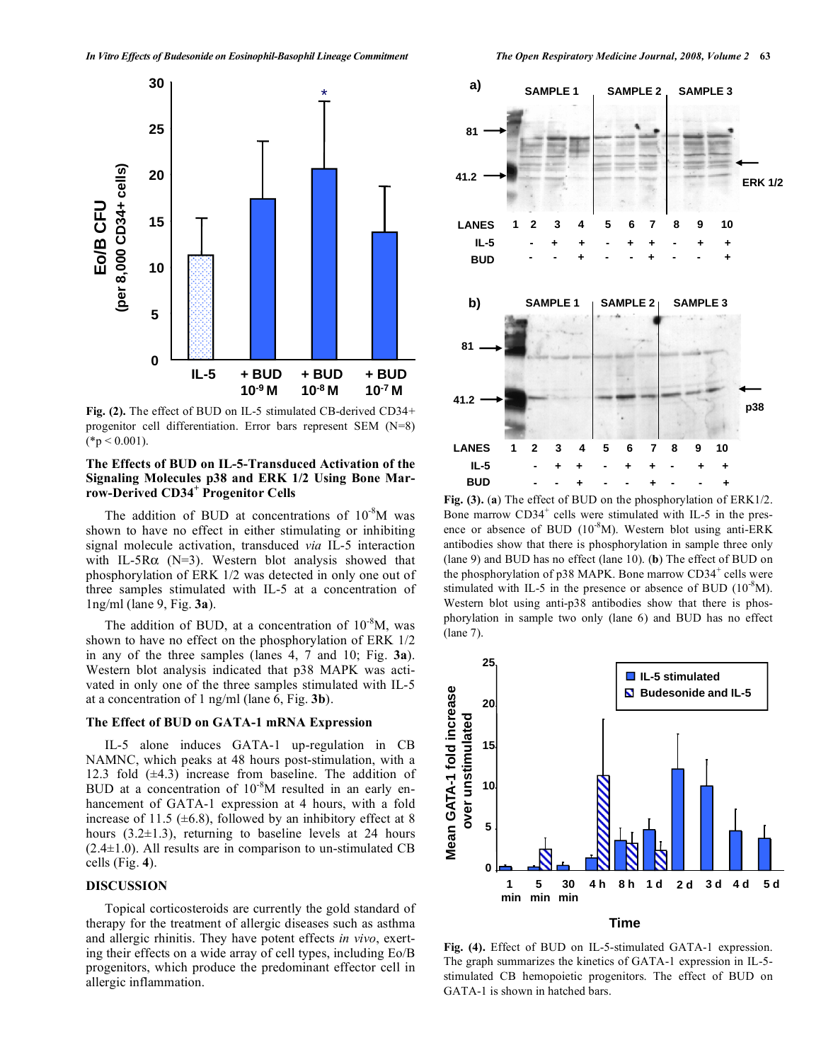**Fig. (2).** The effect of BUD on IL-5 stimulated CB-derived CD34+ progenitor cell differentiation. Error bars represent SEM (N=8) (*p < 0.001).

### The Effects of BUD on IL-5-Transduced Activation of the Signaling Molecules p38 and ERK 1/2 Using Bone Marrow-Derived CD34$^+$ Progenitor Cells

The addition of BUD at concentrations of $10^{-8}$M was shown to have no effect in either stimulating or inhibiting signal molecule activation, transduced *via* IL-5 interaction with IL-5Rα (N=3). Western blot analysis showed that phosphorylation of ERK 1/2 was detected in only one out of three samples stimulated with IL-5 at a concentration of 1ng/ml (lane 9, Fig. **3a**).

The addition of BUD, at a concentration of $10^{-8}$M, was shown to have no effect on the phosphorylation of ERK 1/2 in any of the three samples (lanes 4, 7 and 10; Fig. **3a**). Western blot analysis indicated that p38 MAPK was activated in only one of the three samples stimulated with IL-5 at a concentration of 1 ng/ml (lane 6, Fig. **3b**).

### The Effect of BUD on GATA-1 mRNA Expression

IL-5 alone induces GATA-1 up-regulation in CB NAMNC, which peaks at 48 hours post-stimulation, with a 12.3 fold (±4.3) increase from baseline. The addition of BUD at a concentration of $10^{-8}$M resulted in an early enhancement of GATA-1 expression at 4 hours, with a fold increase of 11.5 (±6.8), followed by an inhibitory effect at 8 hours (3.2±1.3), returning to baseline levels at 24 hours (2.4±1.0). All results are in comparison to un-stimulated CB cells (Fig. **4**).

## DISCUSSION

Topical corticosteroids are currently the gold standard of therapy for the treatment of allergic diseases such as asthma and allergic rhinitis. They have potent effects *in vivo*, exerting their effects on a wide array of cell types, including Eo/B progenitors, which produce the predominant effector cell in allergic inflammation.

**Fig. (3).** (**a**) The effect of BUD on the phosphorylation of ERK1/2. Bone marrow CD34$^+$ cells were stimulated with IL-5 in the presence or absence of BUD ($10^{-8}$M). Western blot using anti-ERK antibodies show that there is phosphorylation in sample three only (lane 9) and BUD has no effect (lane 10). (**b**) The effect of BUD on the phosphorylation of p38 MAPK. Bone marrow CD34$^+$ cells were stimulated with IL-5 in the presence or absence of BUD ($10^{-8}$M). Western blot using anti-p38 antibodies show that there is phosphorylation in sample two only (lane 6) and BUD has no effect (lane 7).

**Fig. (4).** Effect of BUD on IL-5-stimulated GATA-1 expression. The graph summarizes the kinetics of GATA-1 expression in IL-5-stimulated CB hemopoietic progenitors. The effect of BUD on GATA-1 is shown in hatched bars.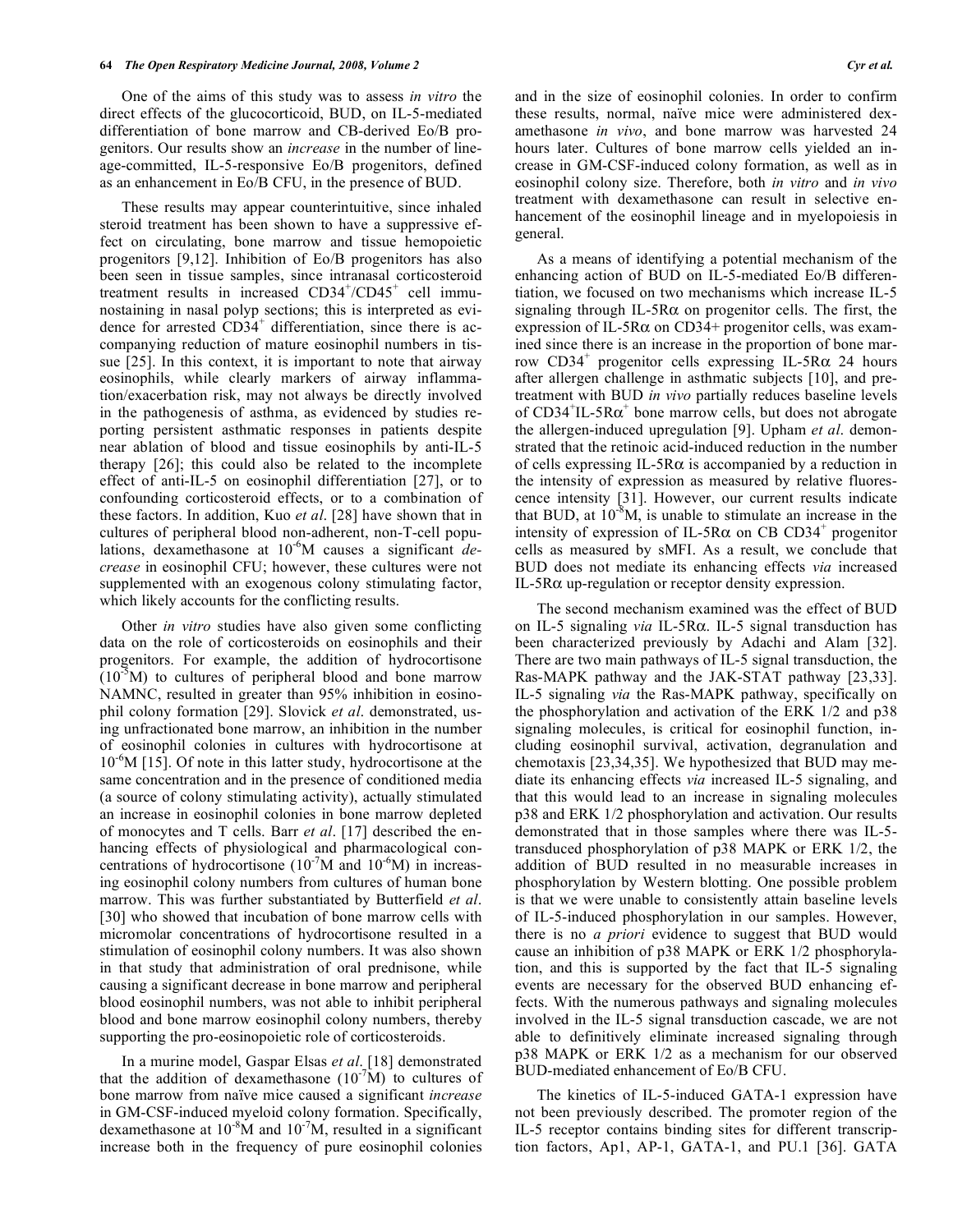One of the aims of this study was to assess *in vitro* the direct effects of the glucocorticoid, BUD, on IL-5-mediated differentiation of bone marrow and CB-derived Eo/B progenitors. Our results show an *increase* in the number of lineage-committed, IL-5-responsive Eo/B progenitors, defined as an enhancement in Eo/B CFU, in the presence of BUD.

These results may appear counterintuitive, since inhaled steroid treatment has been shown to have a suppressive effect on circulating, bone marrow and tissue hemopoietic progenitors [9,12]. Inhibition of Eo/B progenitors has also been seen in tissue samples, since intranasal corticosteroid treatment results in increased $CD34^+/CD45^+$ cell immunostaining in nasal polyp sections; this is interpreted as evidence for arrested $CD34^+$ differentiation, since there is accompanying reduction of mature eosinophil numbers in tissue [25]. In this context, it is important to note that airway eosinophils, while clearly markers of airway inflammation/exacerbation risk, may not always be directly involved in the pathogenesis of asthma, as evidenced by studies reporting persistent asthmatic responses in patients despite near ablation of blood and tissue eosinophils by anti-IL-5 therapy [26]; this could also be related to the incomplete effect of anti-IL-5 on eosinophil differentiation [27], or to confounding corticosteroid effects, or to a combination of these factors. In addition, Kuo *et al*. [28] have shown that in cultures of peripheral blood non-adherent, non-T-cell populations, dexamethasone at $10^{-6}$M causes a significant *decrease* in eosinophil CFU; however, these cultures were not supplemented with an exogenous colony stimulating factor, which likely accounts for the conflicting results.

Other *in vitro* studies have also given some conflicting data on the role of corticosteroids on eosinophils and their progenitors. For example, the addition of hydrocortisone ($10^{-5}$M) to cultures of peripheral blood and bone marrow NAMNC, resulted in greater than 95% inhibition in eosinophil colony formation [29]. Slovick *et al*. demonstrated, using unfractionated bone marrow, an inhibition in the number of eosinophil colonies in cultures with hydrocortisone at $10^{-6}$M [15]. Of note in this latter study, hydrocortisone at the same concentration and in the presence of conditioned media (a source of colony stimulating activity), actually stimulated an increase in eosinophil colonies in bone marrow depleted of monocytes and T cells. Barr *et al*. [17] described the enhancing effects of physiological and pharmacological concentrations of hydrocortisone ($10^{-7}$M and $10^{-6}$M) in increasing eosinophil colony numbers from cultures of human bone marrow. This was further substantiated by Butterfield *et al*. [30] who showed that incubation of bone marrow cells with micromolar concentrations of hydrocortisone resulted in a stimulation of eosinophil colony numbers. It was also shown in that study that administration of oral prednisone, while causing a significant decrease in bone marrow and peripheral blood eosinophil numbers, was not able to inhibit peripheral blood and bone marrow eosinophil colony numbers, thereby supporting the pro-eosinopoietic role of corticosteroids.

In a murine model, Gaspar Elsas *et al*. [18] demonstrated that the addition of dexamethasone ($10^{-7}$M) to cultures of bone marrow from naïve mice caused a significant *increase* in GM-CSF-induced myeloid colony formation. Specifically, dexamethasone at $10^{-8}$M and $10^{-7}$M, resulted in a significant increase both in the frequency of pure eosinophil colonies and in the size of eosinophil colonies. In order to confirm these results, normal, naïve mice were administered dexamethasone *in vivo*, and bone marrow was harvested 24 hours later. Cultures of bone marrow cells yielded an increase in GM-CSF-induced colony formation, as well as in eosinophil colony size. Therefore, both *in vitro* and *in vivo* treatment with dexamethasone can result in selective enhancement of the eosinophil lineage and in myelopoiesis in general.

As a means of identifying a potential mechanism of the enhancing action of BUD on IL-5-mediated Eo/B differentiation, we focused on two mechanisms which increase IL-5 signaling through IL-5Rα on progenitor cells. The first, the expression of IL-5Rα on CD34+ progenitor cells, was examined since there is an increase in the proportion of bone marrow $CD34^+$ progenitor cells expressing IL-5Rα 24 hours after allergen challenge in asthmatic subjects [10], and pretreatment with BUD *in vivo* partially reduces baseline levels of $CD34^+$IL-5$R\alpha^+$ bone marrow cells, but does not abrogate the allergen-induced upregulation [9]. Upham *et al*. demonstrated that the retinoic acid-induced reduction in the number of cells expressing IL-5Rα is accompanied by a reduction in the intensity of expression as measured by relative fluorescence intensity [31]. However, our current results indicate that BUD, at $10^{-8}$M, is unable to stimulate an increase in the intensity of expression of IL-5Rα on CB $CD34^+$ progenitor cells as measured by sMFI. As a result, we conclude that BUD does not mediate its enhancing effects *via* increased IL-5Rα up-regulation or receptor density expression.

The second mechanism examined was the effect of BUD on IL-5 signaling *via* IL-5Rα. IL-5 signal transduction has been characterized previously by Adachi and Alam [32]. There are two main pathways of IL-5 signal transduction, the Ras-MAPK pathway and the JAK-STAT pathway [23,33]. IL-5 signaling *via* the Ras-MAPK pathway, specifically on the phosphorylation and activation of the ERK 1/2 and p38 signaling molecules, is critical for eosinophil function, including eosinophil survival, activation, degranulation and chemotaxis [23,34,35]. We hypothesized that BUD may mediate its enhancing effects *via* increased IL-5 signaling, and that this would lead to an increase in signaling molecules p38 and ERK 1/2 phosphorylation and activation. Our results demonstrated that in those samples where there was IL-5-transduced phosphorylation of p38 MAPK or ERK 1/2, the addition of BUD resulted in no measurable increases in phosphorylation by Western blotting. One possible problem is that we were unable to consistently attain baseline levels of IL-5-induced phosphorylation in our samples. However, there is no *a priori* evidence to suggest that BUD would cause an inhibition of p38 MAPK or ERK 1/2 phosphorylation, and this is supported by the fact that IL-5 signaling events are necessary for the observed BUD enhancing effects. With the numerous pathways and signaling molecules involved in the IL-5 signal transduction cascade, we are not able to definitively eliminate increased signaling through p38 MAPK or ERK 1/2 as a mechanism for our observed BUD-mediated enhancement of Eo/B CFU.

The kinetics of IL-5-induced GATA-1 expression have not been previously described. The promoter region of the IL-5 receptor contains binding sites for different transcription factors, Ap1, AP-1, GATA-1, and PU.1 [36]. GATA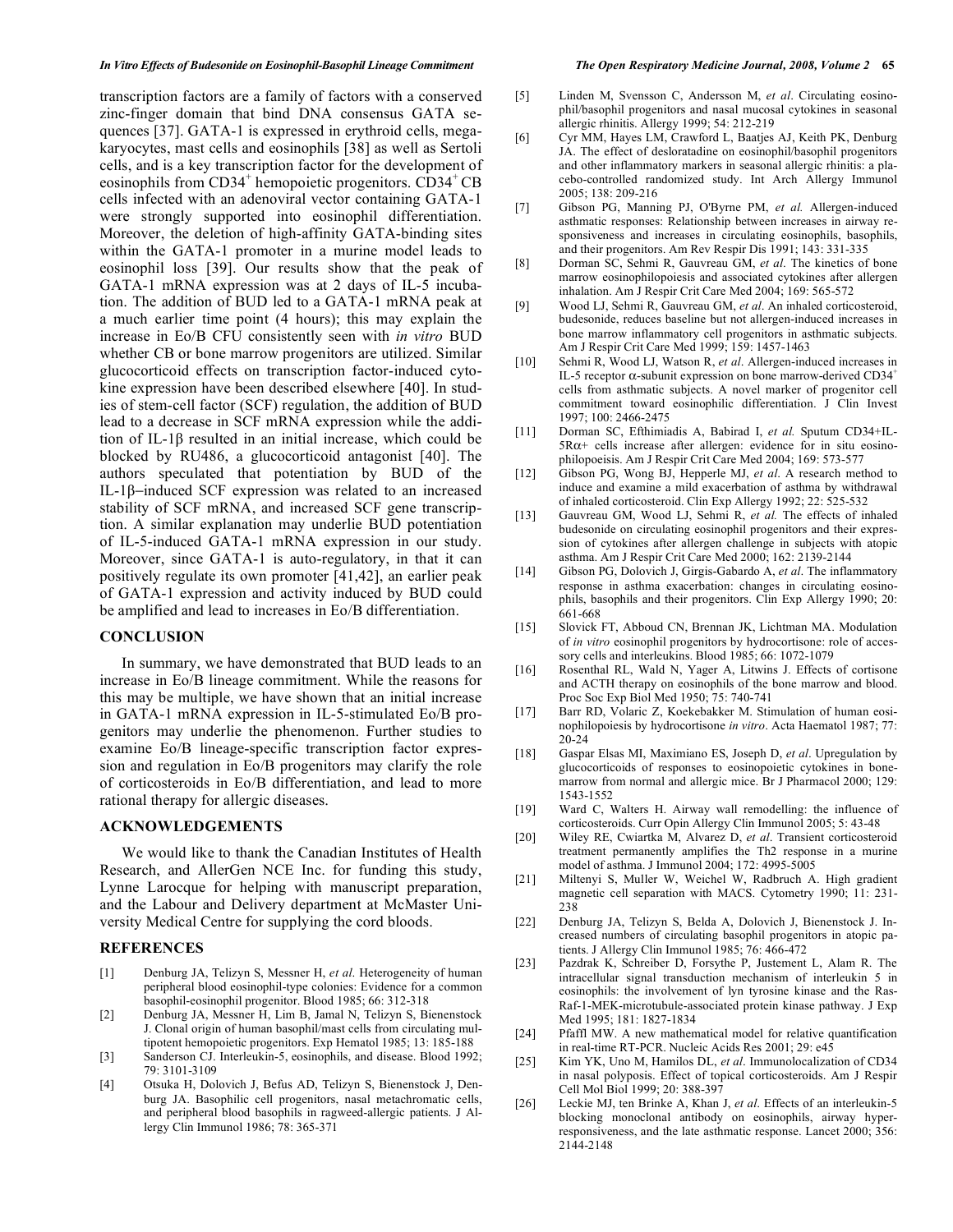transcription factors are a family of factors with a conserved zinc-finger domain that bind DNA consensus GATA sequences [37]. GATA-1 is expressed in erythroid cells, megakaryocytes, mast cells and eosinophils [38] as well as Sertoli cells, and is a key transcription factor for the development of eosinophils from $CD34^+$ hemopoietic progenitors. $CD34^+$ CB cells infected with an adenoviral vector containing GATA-1 were strongly supported into eosinophil differentiation. Moreover, the deletion of high-affinity GATA-binding sites within the GATA-1 promoter in a murine model leads to eosinophil loss [39]. Our results show that the peak of GATA-1 mRNA expression was at 2 days of IL-5 incubation. The addition of BUD led to a GATA-1 mRNA peak at a much earlier time point (4 hours); this may explain the increase in Eo/B CFU consistently seen with *in vitro* BUD whether CB or bone marrow progenitors are utilized. Similar glucocorticoid effects on transcription factor-induced cytokine expression have been described elsewhere [40]. In studies of stem-cell factor (SCF) regulation, the addition of BUD lead to a decrease in SCF mRNA expression while the addition of IL-1β resulted in an initial increase, which could be blocked by RU486, a glucocorticoid antagonist [40]. The authors speculated that potentiation by BUD of the IL-1β–induced SCF expression was related to an increased stability of SCF mRNA, and increased SCF gene transcription. A similar explanation may underlie BUD potentiation of IL-5-induced GATA-1 mRNA expression in our study. Moreover, since GATA-1 is auto-regulatory, in that it can positively regulate its own promoter [41,42], an earlier peak of GATA-1 expression and activity induced by BUD could be amplified and lead to increases in Eo/B differentiation.

## CONCLUSION

In summary, we have demonstrated that BUD leads to an increase in Eo/B lineage commitment. While the reasons for this may be multiple, we have shown that an initial increase in GATA-1 mRNA expression in IL-5-stimulated Eo/B progenitors may underlie the phenomenon. Further studies to examine Eo/B lineage-specific transcription factor expression and regulation in Eo/B progenitors may clarify the role of corticosteroids in Eo/B differentiation, and lead to more rational therapy for allergic diseases.

## ACKNOWLEDGEMENTS

We would like to thank the Canadian Institutes of Health Research, and AllerGen NCE Inc. for funding this study, Lynne Larocque for helping with manuscript preparation, and the Labour and Delivery department at McMaster University Medical Centre for supplying the cord bloods.

## REFERENCES

[1] Denburg JA, Telizyn S, Messner H, *et al*. Heterogeneity of human peripheral blood eosinophil-type colonies: Evidence for a common basophil-eosinophil progenitor. Blood 1985; 66: 312-318

[2] Denburg JA, Messner H, Lim B, Jamal N, Telizyn S, Bienenstock J. Clonal origin of human basophil/mast cells from circulating multipotent hemopoietic progenitors. Exp Hematol 1985; 13: 185-188

[3] Sanderson CJ. Interleukin-5, eosinophils, and disease. Blood 1992; 79: 3101-3109

[4] Otsuka H, Dolovich J, Befus AD, Telizyn S, Bienenstock J, Denburg JA. Basophilic cell progenitors, nasal metachromatic cells, and peripheral blood basophils in ragweed-allergic patients. J Allergy Clin Immunol 1986; 78: 365-371

[5] Linden M, Svensson C, Andersson M, *et al*. Circulating eosinophil/basophil progenitors and nasal mucosal cytokines in seasonal allergic rhinitis. Allergy 1999; 54: 212-219

[6] Cyr MM, Hayes LM, Crawford L, Baatjes AJ, Keith PK, Denburg JA. The effect of desloratadine on eosinophil/basophil progenitors and other inflammatory markers in seasonal allergic rhinitis: a placebo-controlled randomized study. Int Arch Allergy Immunol 2005; 138: 209-216

[7] Gibson PG, Manning PJ, O'Byrne PM, *et al.* Allergen-induced asthmatic responses: Relationship between increases in airway responsiveness and increases in circulating eosinophils, basophils, and their progenitors. Am Rev Respir Dis 1991; 143: 331-335

[8] Dorman SC, Sehmi R, Gauvreau GM, *et al.* The kinetics of bone marrow eosinophilopoiesis and associated cytokines after allergen inhalation. Am J Respir Crit Care Med 2004; 169: 565-572

[9] Wood LJ, Sehmi R, Gauvreau GM, *et al*. An inhaled corticosteroid, budesonide, reduces baseline but not allergen-induced increases in bone marrow inflammatory cell progenitors in asthmatic subjects. Am J Respir Crit Care Med 1999; 159: 1457-1463

[10] Sehmi R, Wood LJ, Watson R, *et al*. Allergen-induced increases in IL-5 receptor α-subunit expression on bone marrow-derived $CD34^+$ cells from asthmatic subjects. A novel marker of progenitor cell commitment toward eosinophilic differentiation. J Clin Invest 1997; 100: 2466-2475

[11] Dorman SC, Efthimiadis A, Babirad I, *et al.* Sputum CD34+IL-5Rα+ cells increase after allergen: evidence for in situ eosinophilopoeisis. Am J Respir Crit Care Med 2004; 169: 573-577

[12] Gibson PG, Wong BJ, Hepperle MJ, *et al*. A research method to induce and examine a mild exacerbation of asthma by withdrawal of inhaled corticosteroid. Clin Exp Allergy 1992; 22: 525-532

[13] Gauvreau GM, Wood LJ, Sehmi R, *et al.* The effects of inhaled budesonide on circulating eosinophil progenitors and their expression of cytokines after allergen challenge in subjects with atopic asthma. Am J Respir Crit Care Med 2000; 162: 2139-2144

[14] Gibson PG, Dolovich J, Girgis-Gabardo A, *et al*. The inflammatory response in asthma exacerbation: changes in circulating eosinophils, basophils and their progenitors. Clin Exp Allergy 1990; 20: 661-668

[15] Slovick FT, Abboud CN, Brennan JK, Lichtman MA. Modulation of *in vitro* eosinophil progenitors by hydrocortisone: role of accessory cells and interleukins. Blood 1985; 66: 1072-1079

[16] Rosenthal RL, Wald N, Yager A, Litwins J. Effects of cortisone and ACTH therapy on eosinophils of the bone marrow and blood. Proc Soc Exp Biol Med 1950; 75: 740-741

[17] Barr RD, Volaric Z, Koekebakker M. Stimulation of human eosinophilopoiesis by hydrocortisone *in vitro*. Acta Haematol 1987; 77: 20-24

[18] Gaspar Elsas MI, Maximiano ES, Joseph D, *et al*. Upregulation by glucocorticoids of responses to eosinopoietic cytokines in bone-marrow from normal and allergic mice. Br J Pharmacol 2000; 129: 1543-1552

[19] Ward C, Walters H. Airway wall remodelling: the influence of corticosteroids. Curr Opin Allergy Clin Immunol 2005; 5: 43-48

[20] Wiley RE, Cwiartka M, Alvarez D, *et al*. Transient corticosteroid treatment permanently amplifies the Th2 response in a murine model of asthma. J Immunol 2004; 172: 4995-5005

[21] Miltenyi S, Muller W, Weichel W, Radbruch A. High gradient magnetic cell separation with MACS. Cytometry 1990; 11: 231-238

[22] Denburg JA, Telizyn S, Belda A, Dolovich J, Bienenstock J. Increased numbers of circulating basophil progenitors in atopic patients. J Allergy Clin Immunol 1985; 76: 466-472

[23] Pazdrak K, Schreiber D, Forsythe P, Justement L, Alam R. The intracellular signal transduction mechanism of interleukin 5 in eosinophils: the involvement of lyn tyrosine kinase and the Ras-Raf-1-MEK-microtubule-associated protein kinase pathway. J Exp Med 1995; 181: 1827-1834

[24] Pfaffl MW. A new mathematical model for relative quantification in real-time RT-PCR. Nucleic Acids Res 2001; 29: e45

[25] Kim YK, Uno M, Hamilos DL, *et al*. Immunolocalization of CD34 in nasal polyposis. Effect of topical corticosteroids. Am J Respir Cell Mol Biol 1999; 20: 388-397

[26] Leckie MJ, ten Brinke A, Khan J, *et al*. Effects of an interleukin-5 blocking monoclonal antibody on eosinophils, airway hyperresponsiveness, and the late asthmatic response. Lancet 2000; 356: 2144-2148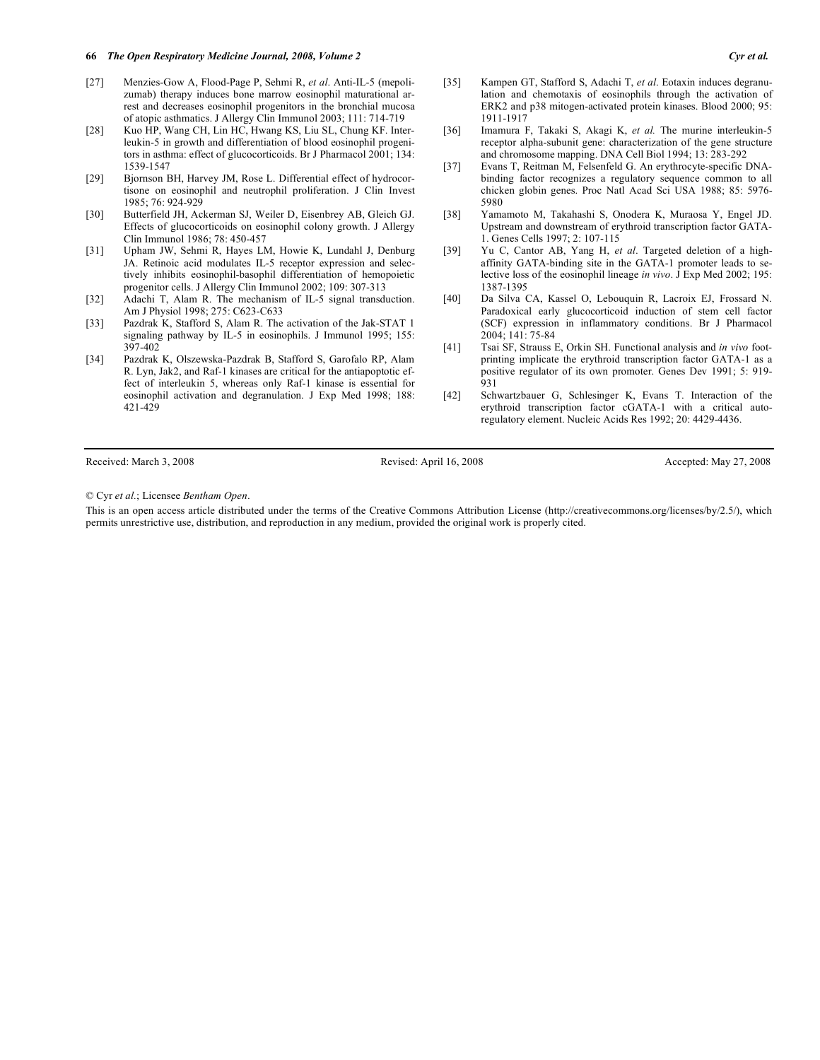[27] Menzies-Gow A, Flood-Page P, Sehmi R, *et al*. Anti-IL-5 (mepolizumab) therapy induces bone marrow eosinophil maturational arrest and decreases eosinophil progenitors in the bronchial mucosa of atopic asthmatics. J Allergy Clin Immunol 2003; 111: 714-719

[28] Kuo HP, Wang CH, Lin HC, Hwang KS, Liu SL, Chung KF. Interleukin-5 in growth and differentiation of blood eosinophil progenitors in asthma: effect of glucocorticoids. Br J Pharmacol 2001; 134: 1539-1547

[29] Bjornson BH, Harvey JM, Rose L. Differential effect of hydrocortisone on eosinophil and neutrophil proliferation. J Clin Invest 1985; 76: 924-929

[30] Butterfield JH, Ackerman SJ, Weiler D, Eisenbrey AB, Gleich GJ. Effects of glucocorticoids on eosinophil colony growth. J Allergy Clin Immunol 1986; 78: 450-457

[31] Upham JW, Sehmi R, Hayes LM, Howie K, Lundahl J, Denburg JA. Retinoic acid modulates IL-5 receptor expression and selectively inhibits eosinophil-basophil differentiation of hemopoietic progenitor cells. J Allergy Clin Immunol 2002; 109: 307-313

[32] Adachi T, Alam R. The mechanism of IL-5 signal transduction. Am J Physiol 1998; 275: C623-C633

[33] Pazdrak K, Stafford S, Alam R. The activation of the Jak-STAT 1 signaling pathway by IL-5 in eosinophils. J Immunol 1995; 155: 397-402

[34] Pazdrak K, Olszewska-Pazdrak B, Stafford S, Garofalo RP, Alam R. Lyn, Jak2, and Raf-1 kinases are critical for the antiapoptotic effect of interleukin 5, whereas only Raf-1 kinase is essential for eosinophil activation and degranulation. J Exp Med 1998; 188: 421-429

[35] Kampen GT, Stafford S, Adachi T, *et al*. Eotaxin induces degranulation and chemotaxis of eosinophils through the activation of ERK2 and p38 mitogen-activated protein kinases. Blood 2000; 95: 1911-1917

[36] Imamura F, Takaki S, Akagi K, *et al.* The murine interleukin-5 receptor alpha-subunit gene: characterization of the gene structure and chromosome mapping. DNA Cell Biol 1994; 13: 283-292

[37] Evans T, Reitman M, Felsenfeld G. An erythrocyte-specific DNA-binding factor recognizes a regulatory sequence common to all chicken globin genes. Proc Natl Acad Sci USA 1988; 85: 5976-5980

[38] Yamamoto M, Takahashi S, Onodera K, Muraosa Y, Engel JD. Upstream and downstream of erythroid transcription factor GATA-1. Genes Cells 1997; 2: 107-115

[39] Yu C, Cantor AB, Yang H, *et al*. Targeted deletion of a high-affinity GATA-binding site in the GATA-1 promoter leads to selective loss of the eosinophil lineage *in vivo*. J Exp Med 2002; 195: 1387-1395

[40] Da Silva CA, Kassel O, Lebouquin R, Lacroix EJ, Frossard N. Paradoxical early glucocorticoid induction of stem cell factor (SCF) expression in inflammatory conditions. Br J Pharmacol 2004; 141: 75-84

[41] Tsai SF, Strauss E, Orkin SH. Functional analysis and *in vivo* footprinting implicate the erythroid transcription factor GATA-1 as a positive regulator of its own promoter. Genes Dev 1991; 5: 919-931

[42] Schwartzbauer G, Schlesinger K, Evans T. Interaction of the erythroid transcription factor cGATA-1 with a critical auto-regulatory element. Nucleic Acids Res 1992; 20: 4429-4436.

Received: March 3, 2008 Revised: April 16, 2008 Accepted: May 27, 2008

© Cyr *et al*.; Licensee *Bentham Open*.

This is an open access article distributed under the terms of the Creative Commons Attribution License (http://creativecommons.org/licenses/by/2.5/), which permits unrestrictive use, distribution, and reproduction in any medium, provided the original work is properly cited.